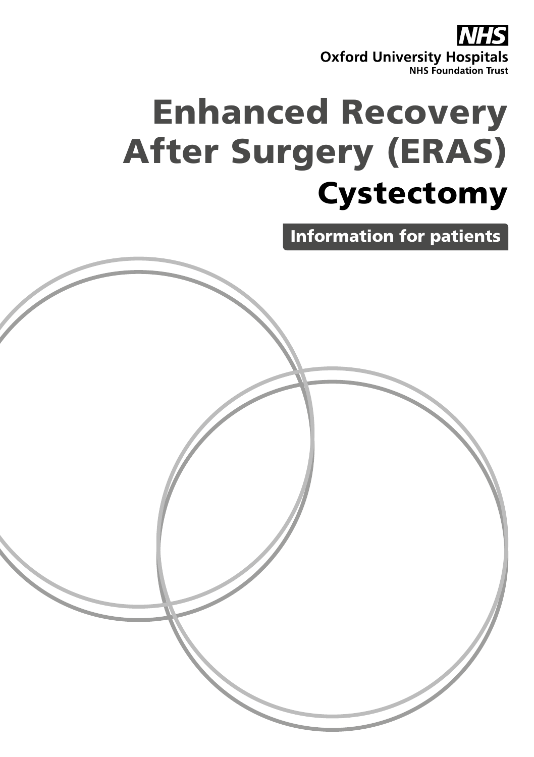NHS

Oxford University Hospitals
NHS Foundation Trust

# Enhanced Recovery After Surgery (ERAS)

## Cystectomy

**Information for patients**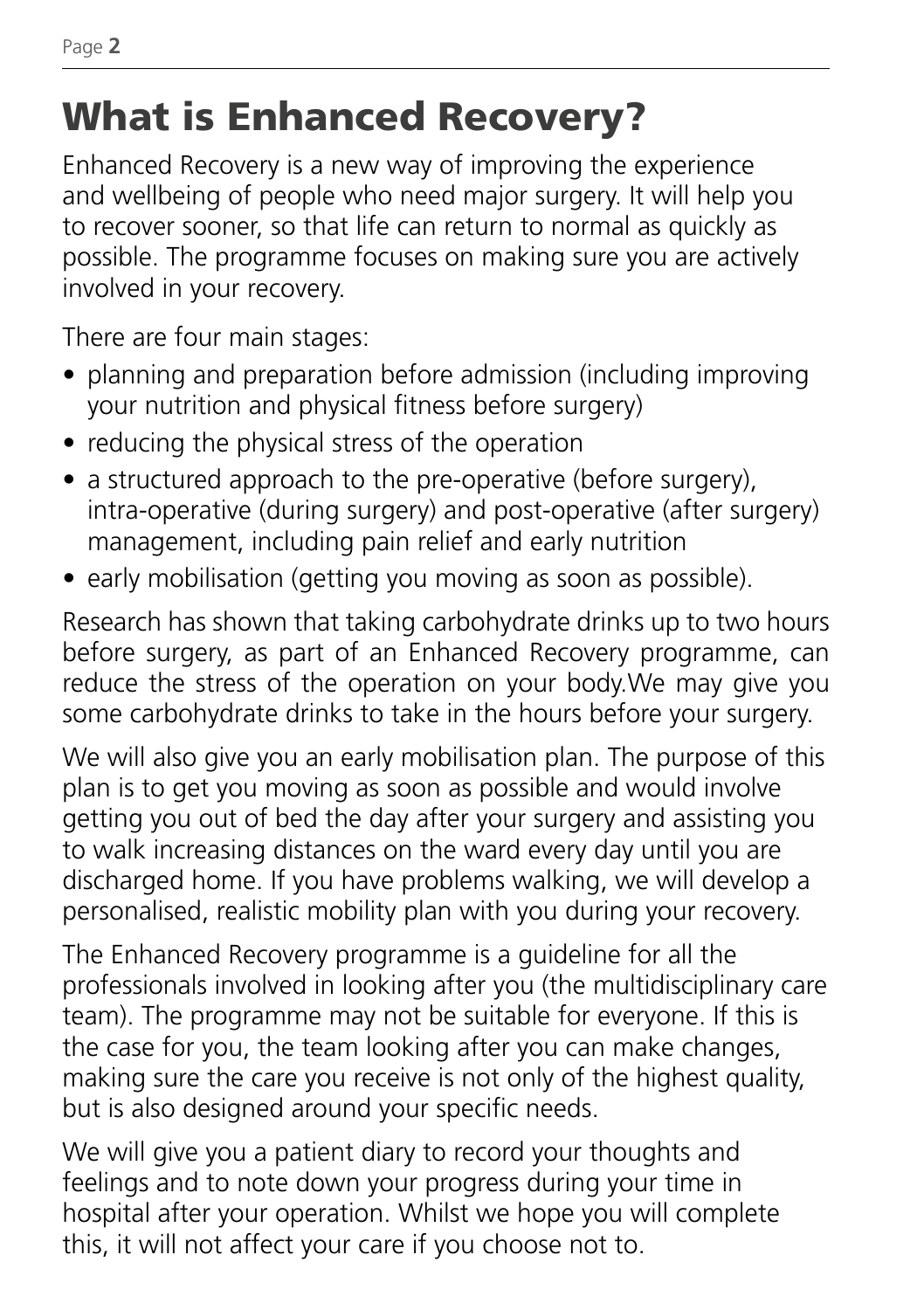# What is Enhanced Recovery?

Enhanced Recovery is a new way of improving the experience and wellbeing of people who need major surgery. It will help you to recover sooner, so that life can return to normal as quickly as possible. The programme focuses on making sure you are actively involved in your recovery.

There are four main stages:

- planning and preparation before admission (including improving your nutrition and physical fitness before surgery)
- reducing the physical stress of the operation
- a structured approach to the pre-operative (before surgery), intra-operative (during surgery) and post-operative (after surgery) management, including pain relief and early nutrition
- early mobilisation (getting you moving as soon as possible).

Research has shown that taking carbohydrate drinks up to two hours before surgery, as part of an Enhanced Recovery programme, can reduce the stress of the operation on your body.We may give you some carbohydrate drinks to take in the hours before your surgery.

We will also give you an early mobilisation plan. The purpose of this plan is to get you moving as soon as possible and would involve getting you out of bed the day after your surgery and assisting you to walk increasing distances on the ward every day until you are discharged home. If you have problems walking, we will develop a personalised, realistic mobility plan with you during your recovery.

The Enhanced Recovery programme is a guideline for all the professionals involved in looking after you (the multidisciplinary care team). The programme may not be suitable for everyone. If this is the case for you, the team looking after you can make changes, making sure the care you receive is not only of the highest quality, but is also designed around your specific needs.

We will give you a patient diary to record your thoughts and feelings and to note down your progress during your time in hospital after your operation. Whilst we hope you will complete this, it will not affect your care if you choose not to.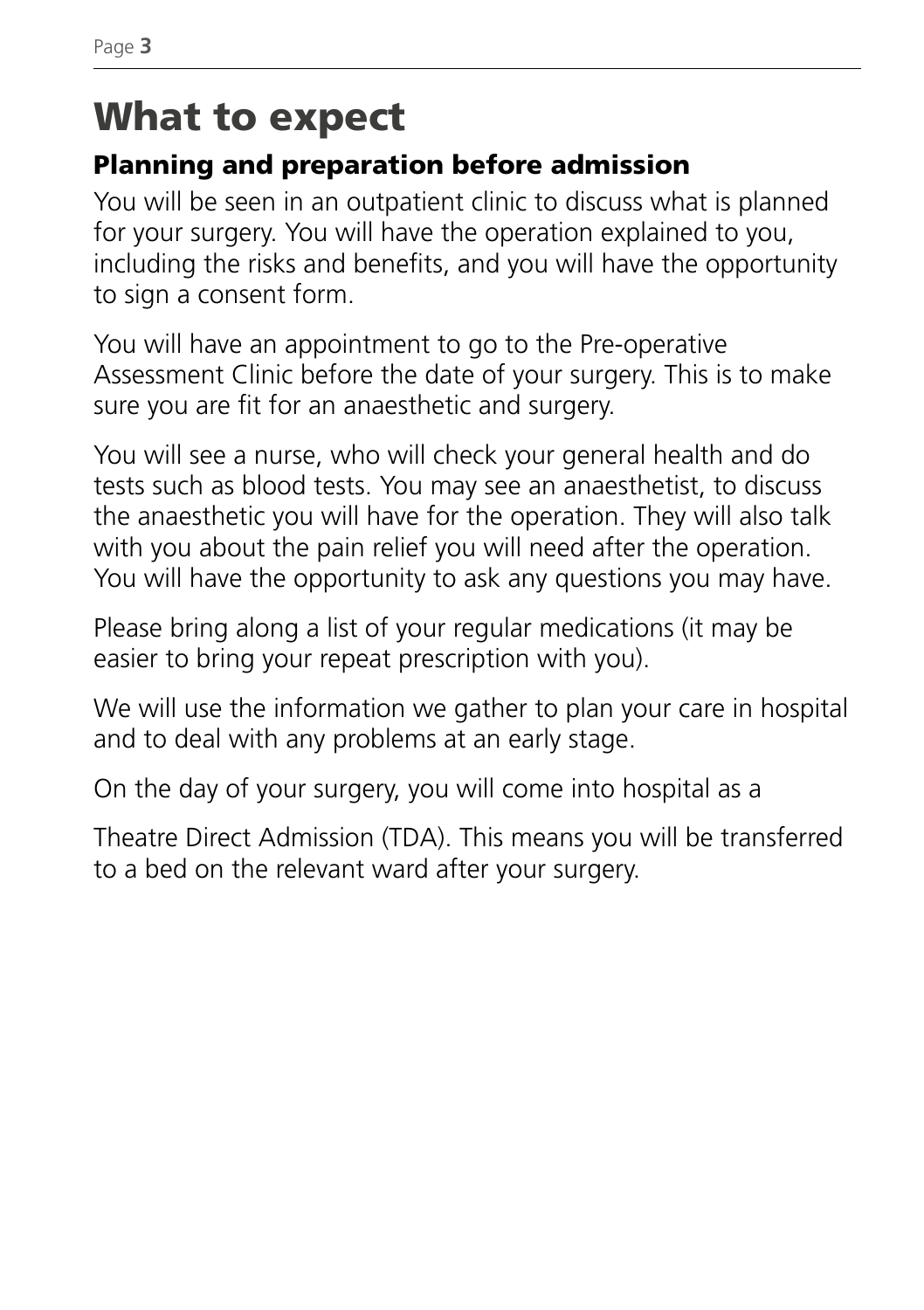# What to expect

## Planning and preparation before admission

You will be seen in an outpatient clinic to discuss what is planned for your surgery. You will have the operation explained to you, including the risks and benefits, and you will have the opportunity to sign a consent form.

You will have an appointment to go to the Pre-operative Assessment Clinic before the date of your surgery. This is to make sure you are fit for an anaesthetic and surgery.

You will see a nurse, who will check your general health and do tests such as blood tests. You may see an anaesthetist, to discuss the anaesthetic you will have for the operation. They will also talk with you about the pain relief you will need after the operation. You will have the opportunity to ask any questions you may have.

Please bring along a list of your regular medications (it may be easier to bring your repeat prescription with you).

We will use the information we gather to plan your care in hospital and to deal with any problems at an early stage.

On the day of your surgery, you will come into hospital as a

Theatre Direct Admission (TDA). This means you will be transferred to a bed on the relevant ward after your surgery.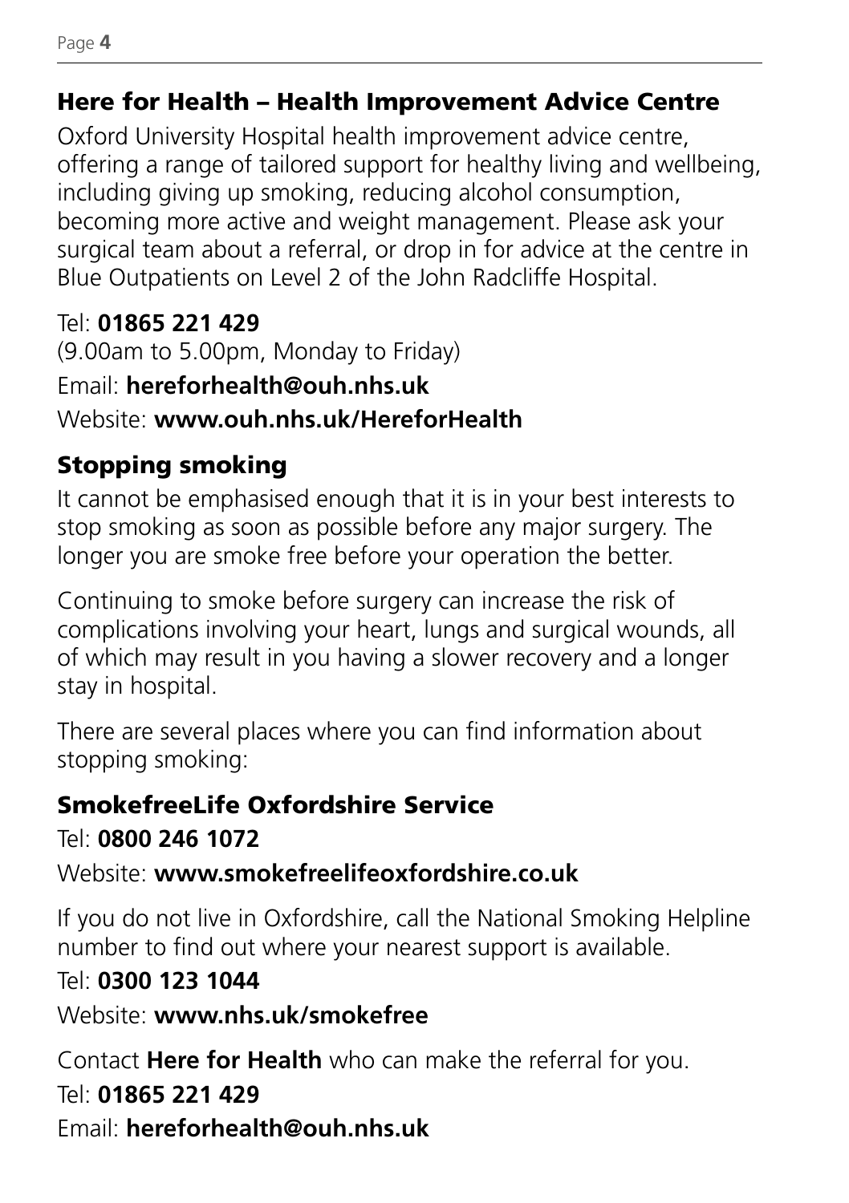## Here for Health – Health Improvement Advice Centre

Oxford University Hospital health improvement advice centre, offering a range of tailored support for healthy living and wellbeing, including giving up smoking, reducing alcohol consumption, becoming more active and weight management. Please ask your surgical team about a referral, or drop in for advice at the centre in Blue Outpatients on Level 2 of the John Radcliffe Hospital.

Tel: **01865 221 429**
(9.00am to 5.00pm, Monday to Friday)
Email: **hereforhealth@ouh.nhs.uk**
Website: **www.ouh.nhs.uk/HereforHealth**

## Stopping smoking

It cannot be emphasised enough that it is in your best interests to stop smoking as soon as possible before any major surgery. The longer you are smoke free before your operation the better.

Continuing to smoke before surgery can increase the risk of complications involving your heart, lungs and surgical wounds, all of which may result in you having a slower recovery and a longer stay in hospital.

There are several places where you can find information about stopping smoking:

### SmokefreeLife Oxfordshire Service

Tel: **0800 246 1072**
Website: **www.smokefreelifeoxfordshire.co.uk**

If you do not live in Oxfordshire, call the National Smoking Helpline number to find out where your nearest support is available.

Tel: **0300 123 1044**
Website: **www.nhs.uk/smokefree**

Contact **Here for Health** who can make the referral for you.

Tel: **01865 221 429**
Email: **hereforhealth@ouh.nhs.uk**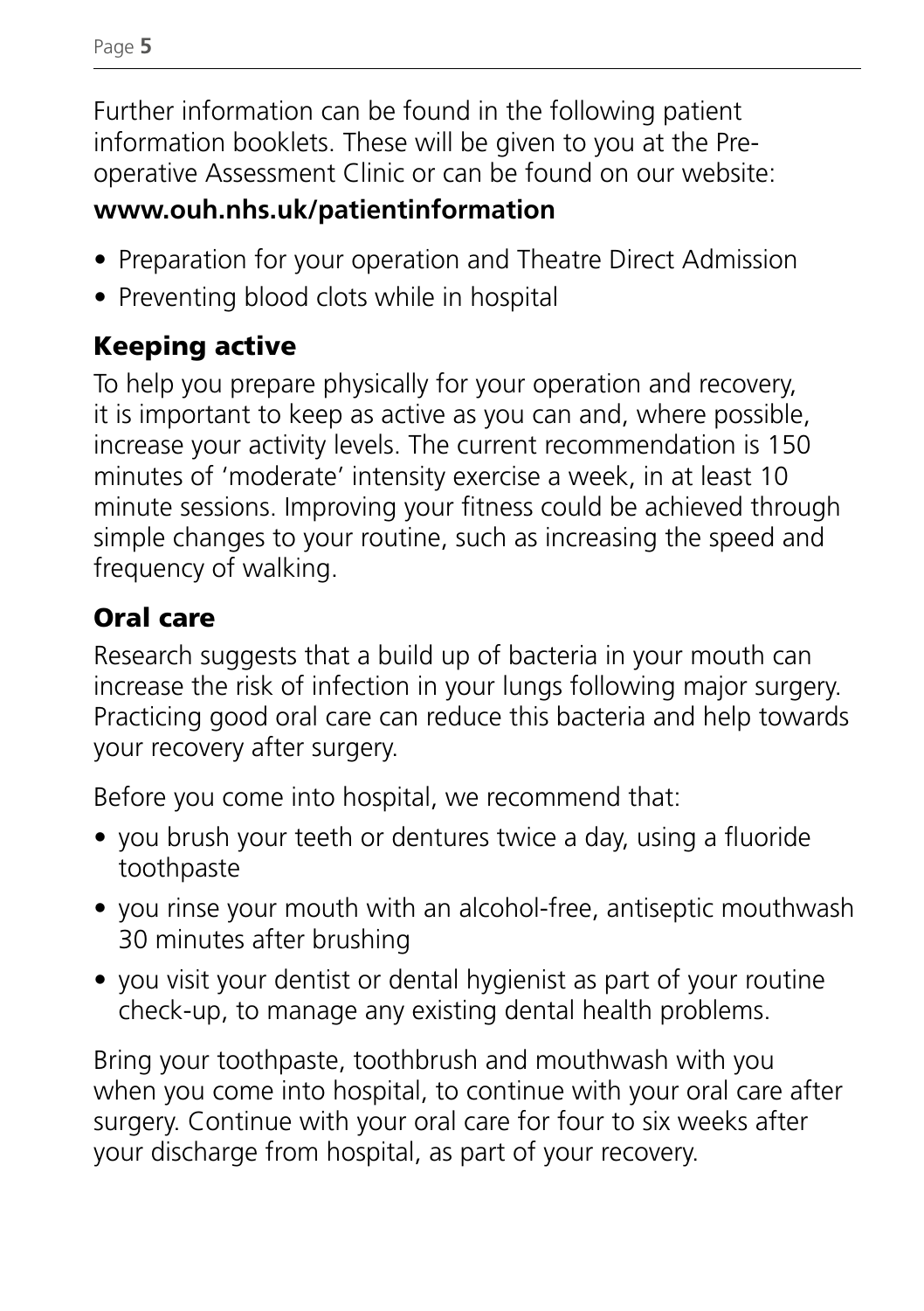Further information can be found in the following patient information booklets. These will be given to you at the Pre-operative Assessment Clinic or can be found on our website:

**www.ouh.nhs.uk/patientinformation**

- Preparation for your operation and Theatre Direct Admission
- Preventing blood clots while in hospital

## Keeping active

To help you prepare physically for your operation and recovery, it is important to keep as active as you can and, where possible, increase your activity levels. The current recommendation is 150 minutes of 'moderate' intensity exercise a week, in at least 10 minute sessions. Improving your fitness could be achieved through simple changes to your routine, such as increasing the speed and frequency of walking.

## Oral care

Research suggests that a build up of bacteria in your mouth can increase the risk of infection in your lungs following major surgery. Practicing good oral care can reduce this bacteria and help towards your recovery after surgery.

Before you come into hospital, we recommend that:

- you brush your teeth or dentures twice a day, using a fluoride toothpaste
- you rinse your mouth with an alcohol-free, antiseptic mouthwash 30 minutes after brushing
- you visit your dentist or dental hygienist as part of your routine check-up, to manage any existing dental health problems.

Bring your toothpaste, toothbrush and mouthwash with you when you come into hospital, to continue with your oral care after surgery. Continue with your oral care for four to six weeks after your discharge from hospital, as part of your recovery.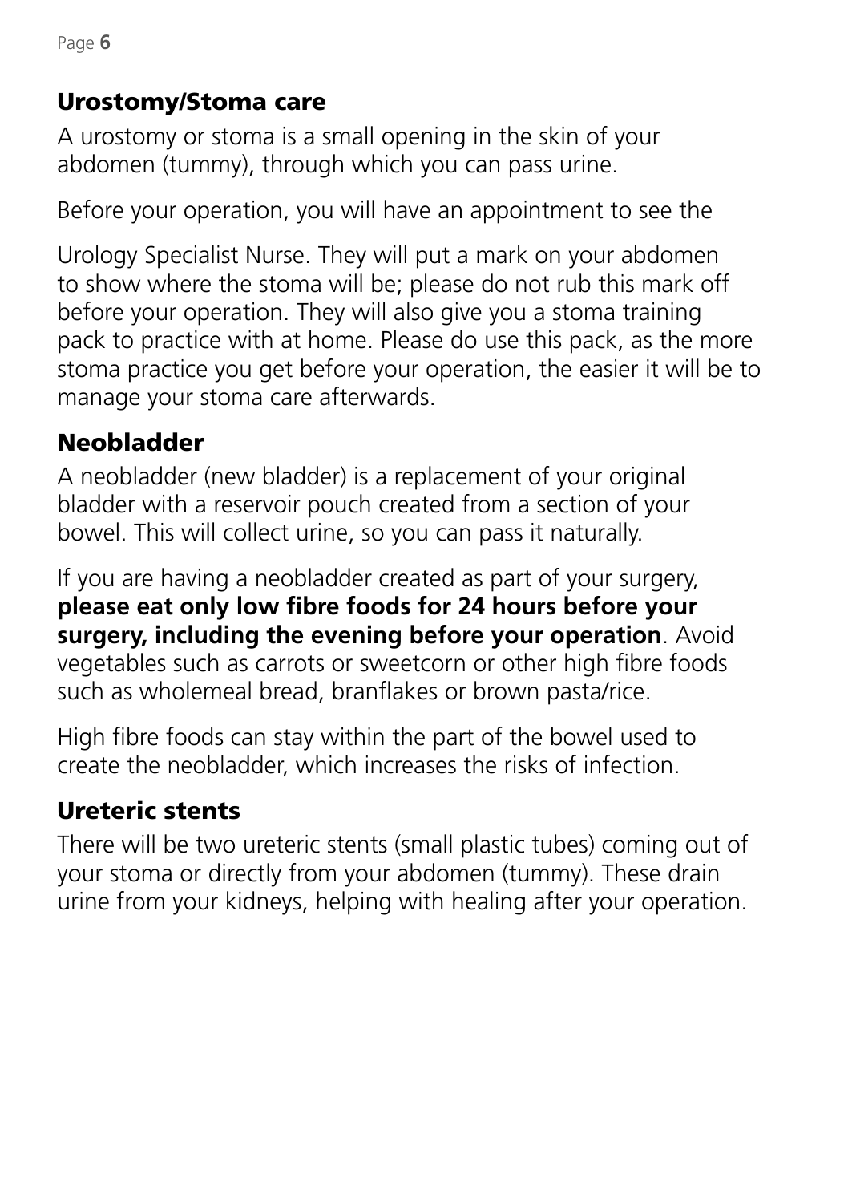## Urostomy/Stoma care

A urostomy or stoma is a small opening in the skin of your abdomen (tummy), through which you can pass urine.

Before your operation, you will have an appointment to see the

Urology Specialist Nurse. They will put a mark on your abdomen to show where the stoma will be; please do not rub this mark off before your operation. They will also give you a stoma training pack to practice with at home. Please do use this pack, as the more stoma practice you get before your operation, the easier it will be to manage your stoma care afterwards.

## Neobladder

A neobladder (new bladder) is a replacement of your original bladder with a reservoir pouch created from a section of your bowel. This will collect urine, so you can pass it naturally.

If you are having a neobladder created as part of your surgery, **please eat only low fibre foods for 24 hours before your surgery, including the evening before your operation**. Avoid vegetables such as carrots or sweetcorn or other high fibre foods such as wholemeal bread, branflakes or brown pasta/rice.

High fibre foods can stay within the part of the bowel used to create the neobladder, which increases the risks of infection.

## Ureteric stents

There will be two ureteric stents (small plastic tubes) coming out of your stoma or directly from your abdomen (tummy). These drain urine from your kidneys, helping with healing after your operation.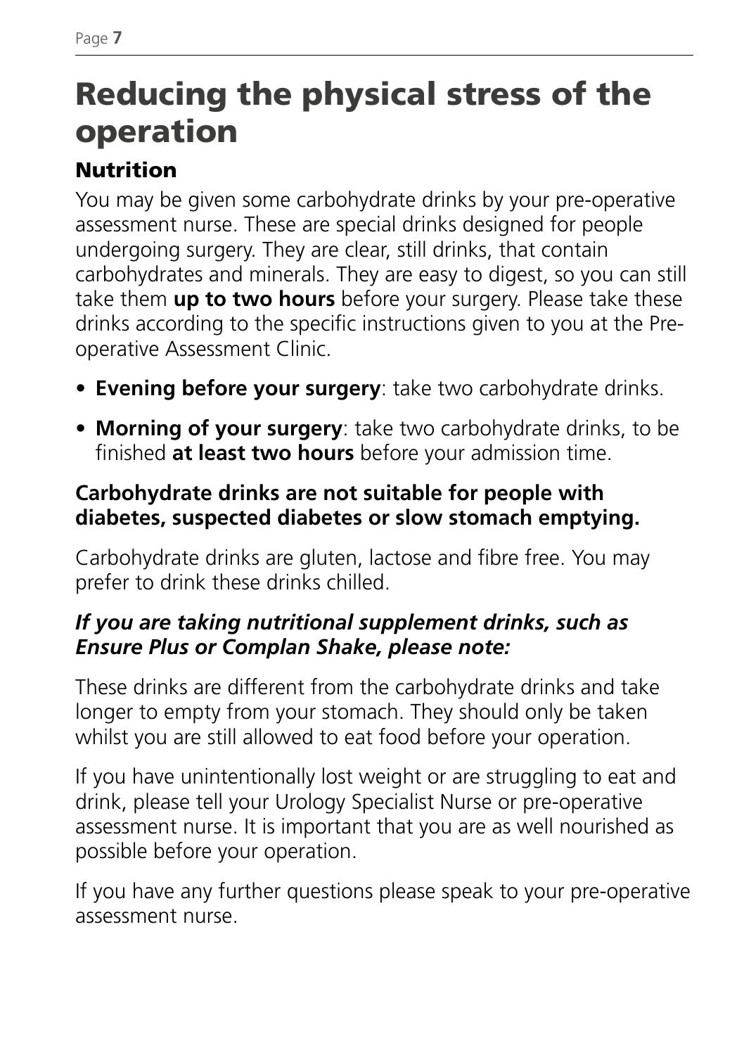# Reducing the physical stress of the operation

## Nutrition

You may be given some carbohydrate drinks by your pre-operative assessment nurse. These are special drinks designed for people undergoing surgery. They are clear, still drinks, that contain carbohydrates and minerals. They are easy to digest, so you can still take them **up to two hours** before your surgery. Please take these drinks according to the specific instructions given to you at the Pre-operative Assessment Clinic.

- **Evening before your surgery**: take two carbohydrate drinks.
- **Morning of your surgery**: take two carbohydrate drinks, to be finished **at least two hours** before your admission time.

**Carbohydrate drinks are not suitable for people with diabetes, suspected diabetes or slow stomach emptying.**

Carbohydrate drinks are gluten, lactose and fibre free. You may prefer to drink these drinks chilled.

***If you are taking nutritional supplement drinks, such as Ensure Plus or Complan Shake, please note:***

These drinks are different from the carbohydrate drinks and take longer to empty from your stomach. They should only be taken whilst you are still allowed to eat food before your operation.

If you have unintentionally lost weight or are struggling to eat and drink, please tell your Urology Specialist Nurse or pre-operative assessment nurse. It is important that you are as well nourished as possible before your operation.

If you have any further questions please speak to your pre-operative assessment nurse.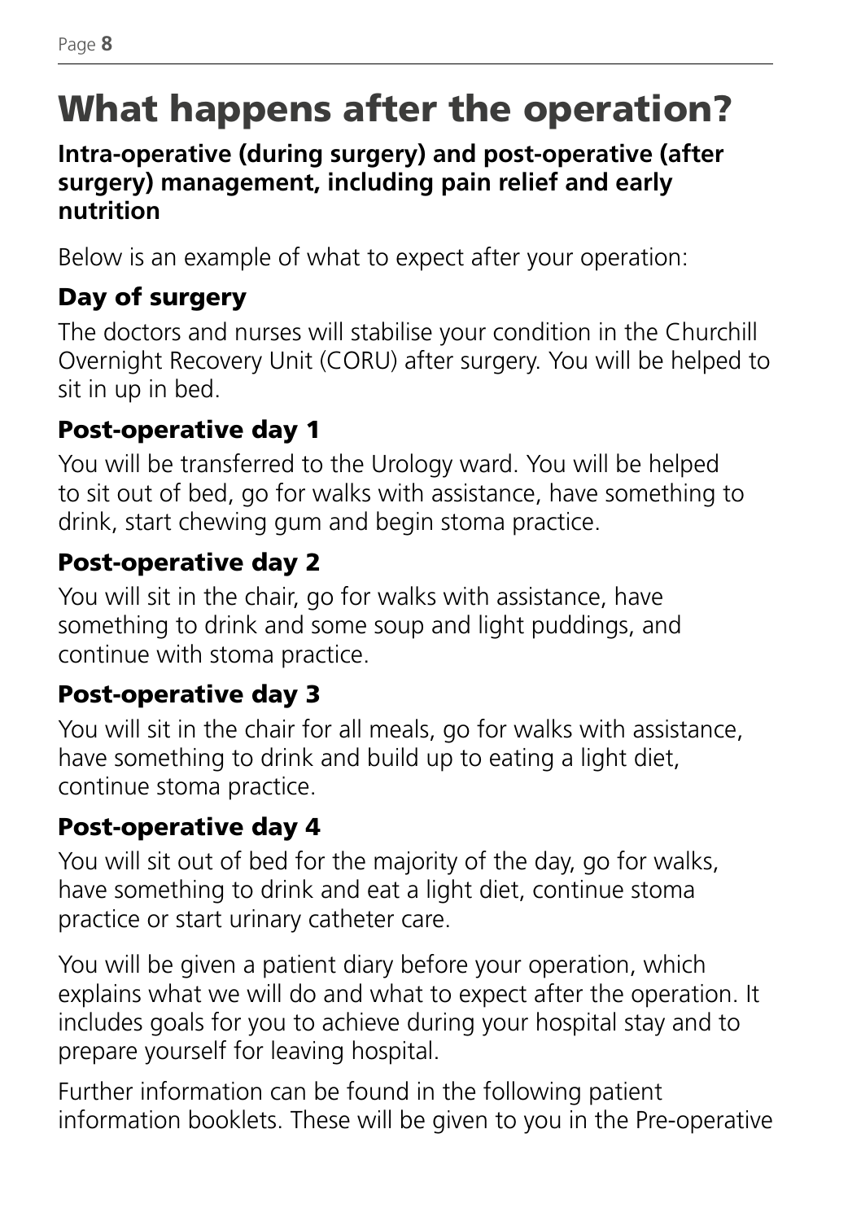# What happens after the operation?

**Intra-operative (during surgery) and post-operative (after surgery) management, including pain relief and early nutrition**

Below is an example of what to expect after your operation:

### Day of surgery

The doctors and nurses will stabilise your condition in the Churchill Overnight Recovery Unit (CORU) after surgery. You will be helped to sit in up in bed.

### Post-operative day 1

You will be transferred to the Urology ward. You will be helped to sit out of bed, go for walks with assistance, have something to drink, start chewing gum and begin stoma practice.

### Post-operative day 2

You will sit in the chair, go for walks with assistance, have something to drink and some soup and light puddings, and continue with stoma practice.

### Post-operative day 3

You will sit in the chair for all meals, go for walks with assistance, have something to drink and build up to eating a light diet, continue stoma practice.

### Post-operative day 4

You will sit out of bed for the majority of the day, go for walks, have something to drink and eat a light diet, continue stoma practice or start urinary catheter care.

You will be given a patient diary before your operation, which explains what we will do and what to expect after the operation. It includes goals for you to achieve during your hospital stay and to prepare yourself for leaving hospital.

Further information can be found in the following patient information booklets. These will be given to you in the Pre-operative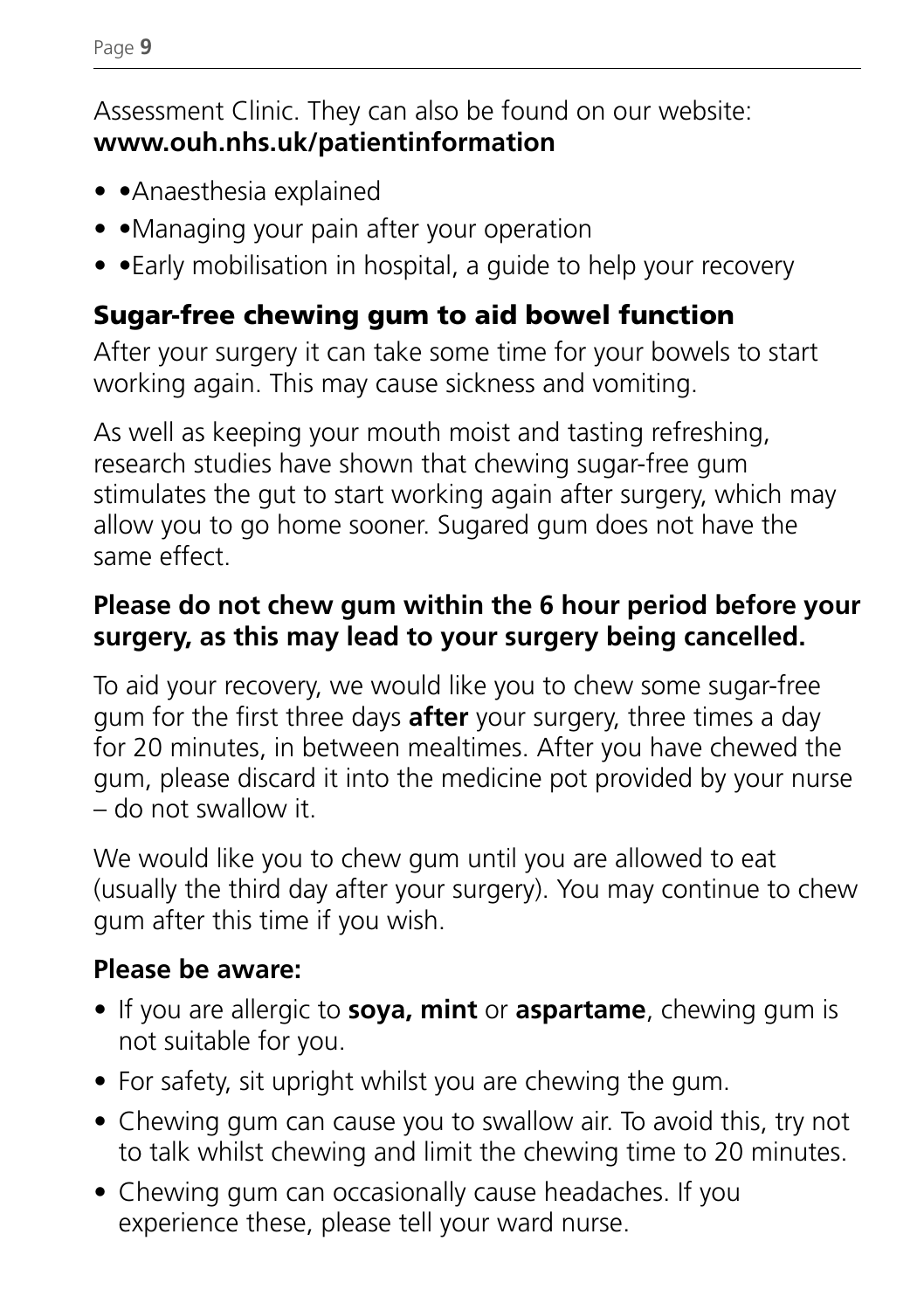Assessment Clinic. They can also be found on our website:
**www.ouh.nhs.uk/patientinformation**

- •Anaesthesia explained
- •Managing your pain after your operation
- •Early mobilisation in hospital, a guide to help your recovery

## Sugar-free chewing gum to aid bowel function

After your surgery it can take some time for your bowels to start working again. This may cause sickness and vomiting.

As well as keeping your mouth moist and tasting refreshing, research studies have shown that chewing sugar-free gum stimulates the gut to start working again after surgery, which may allow you to go home sooner. Sugared gum does not have the same effect.

**Please do not chew gum within the 6 hour period before your surgery, as this may lead to your surgery being cancelled.**

To aid your recovery, we would like you to chew some sugar-free gum for the first three days **after** your surgery, three times a day for 20 minutes, in between mealtimes. After you have chewed the gum, please discard it into the medicine pot provided by your nurse – do not swallow it.

We would like you to chew gum until you are allowed to eat (usually the third day after your surgery). You may continue to chew gum after this time if you wish.

**Please be aware:**

- If you are allergic to **soya, mint** or **aspartame**, chewing gum is not suitable for you.
- For safety, sit upright whilst you are chewing the gum.
- Chewing gum can cause you to swallow air. To avoid this, try not to talk whilst chewing and limit the chewing time to 20 minutes.
- Chewing gum can occasionally cause headaches. If you experience these, please tell your ward nurse.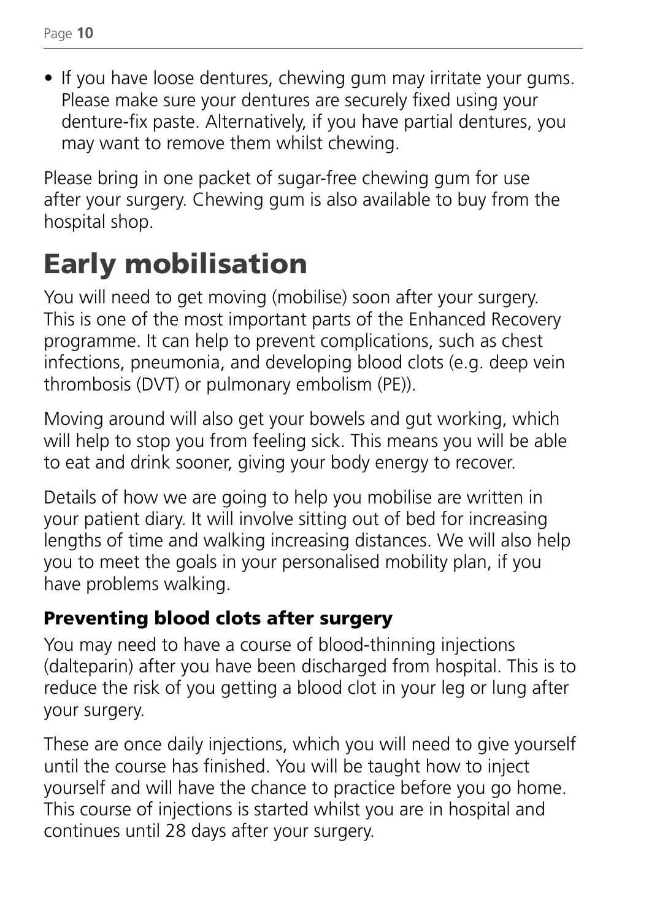- If you have loose dentures, chewing gum may irritate your gums. Please make sure your dentures are securely fixed using your denture-fix paste. Alternatively, if you have partial dentures, you may want to remove them whilst chewing.

Please bring in one packet of sugar-free chewing gum for use after your surgery. Chewing gum is also available to buy from the hospital shop.

# Early mobilisation

You will need to get moving (mobilise) soon after your surgery. This is one of the most important parts of the Enhanced Recovery programme. It can help to prevent complications, such as chest infections, pneumonia, and developing blood clots (e.g. deep vein thrombosis (DVT) or pulmonary embolism (PE)).

Moving around will also get your bowels and gut working, which will help to stop you from feeling sick. This means you will be able to eat and drink sooner, giving your body energy to recover.

Details of how we are going to help you mobilise are written in your patient diary. It will involve sitting out of bed for increasing lengths of time and walking increasing distances. We will also help you to meet the goals in your personalised mobility plan, if you have problems walking.

## Preventing blood clots after surgery

You may need to have a course of blood-thinning injections (dalteparin) after you have been discharged from hospital. This is to reduce the risk of you getting a blood clot in your leg or lung after your surgery.

These are once daily injections, which you will need to give yourself until the course has finished. You will be taught how to inject yourself and will have the chance to practice before you go home. This course of injections is started whilst you are in hospital and continues until 28 days after your surgery.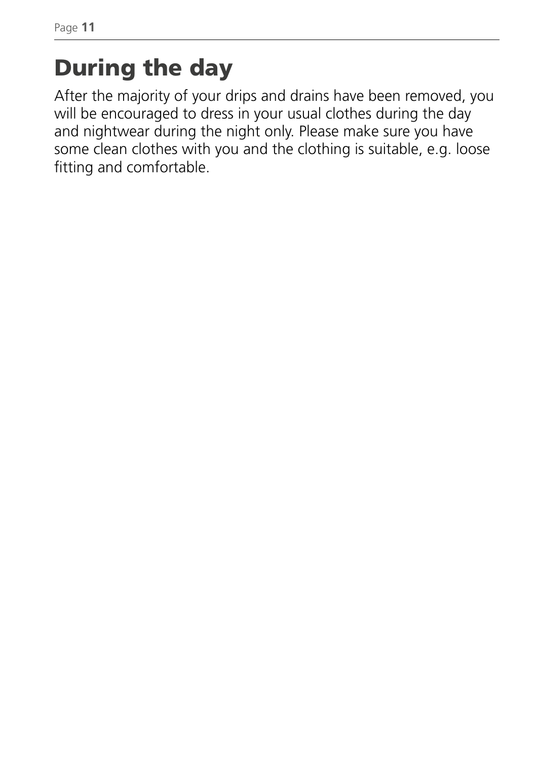# During the day

After the majority of your drips and drains have been removed, you will be encouraged to dress in your usual clothes during the day and nightwear during the night only. Please make sure you have some clean clothes with you and the clothing is suitable, e.g. loose fitting and comfortable.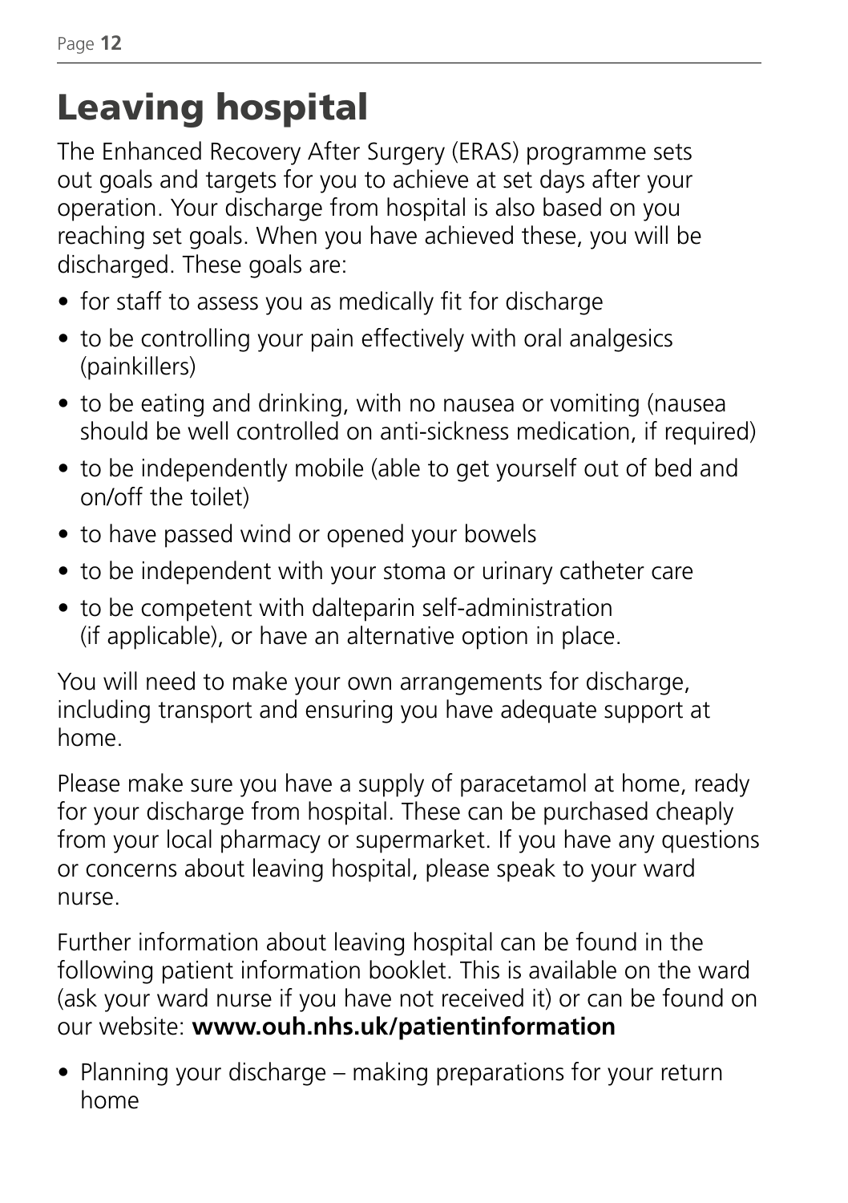# Leaving hospital

The Enhanced Recovery After Surgery (ERAS) programme sets out goals and targets for you to achieve at set days after your operation. Your discharge from hospital is also based on you reaching set goals. When you have achieved these, you will be discharged. These goals are:

- for staff to assess you as medically fit for discharge
- to be controlling your pain effectively with oral analgesics (painkillers)
- to be eating and drinking, with no nausea or vomiting (nausea should be well controlled on anti-sickness medication, if required)
- to be independently mobile (able to get yourself out of bed and on/off the toilet)
- to have passed wind or opened your bowels
- to be independent with your stoma or urinary catheter care
- to be competent with dalteparin self-administration (if applicable), or have an alternative option in place.

You will need to make your own arrangements for discharge, including transport and ensuring you have adequate support at home.

Please make sure you have a supply of paracetamol at home, ready for your discharge from hospital. These can be purchased cheaply from your local pharmacy or supermarket. If you have any questions or concerns about leaving hospital, please speak to your ward nurse.

Further information about leaving hospital can be found in the following patient information booklet. This is available on the ward (ask your ward nurse if you have not received it) or can be found on our website: **www.ouh.nhs.uk/patientinformation**

- Planning your discharge – making preparations for your return home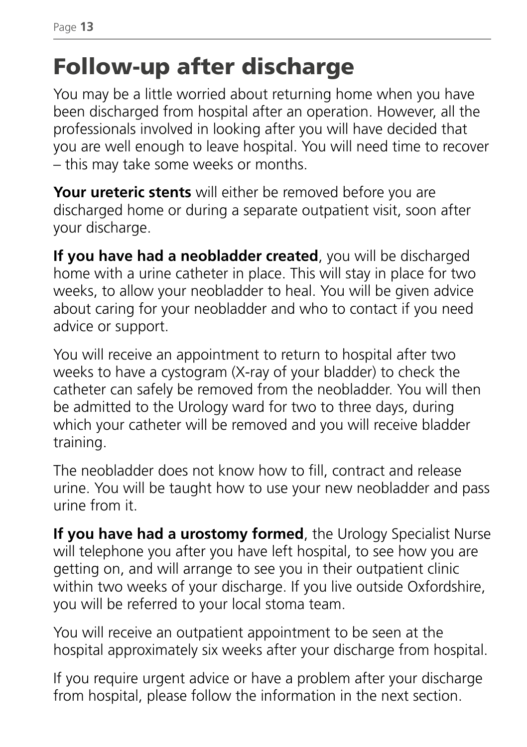# Follow-up after discharge

You may be a little worried about returning home when you have been discharged from hospital after an operation. However, all the professionals involved in looking after you will have decided that you are well enough to leave hospital. You will need time to recover – this may take some weeks or months.

**Your ureteric stents** will either be removed before you are discharged home or during a separate outpatient visit, soon after your discharge.

**If you have had a neobladder created**, you will be discharged home with a urine catheter in place. This will stay in place for two weeks, to allow your neobladder to heal. You will be given advice about caring for your neobladder and who to contact if you need advice or support.

You will receive an appointment to return to hospital after two weeks to have a cystogram (X-ray of your bladder) to check the catheter can safely be removed from the neobladder. You will then be admitted to the Urology ward for two to three days, during which your catheter will be removed and you will receive bladder training.

The neobladder does not know how to fill, contract and release urine. You will be taught how to use your new neobladder and pass urine from it.

**If you have had a urostomy formed**, the Urology Specialist Nurse will telephone you after you have left hospital, to see how you are getting on, and will arrange to see you in their outpatient clinic within two weeks of your discharge. If you live outside Oxfordshire, you will be referred to your local stoma team.

You will receive an outpatient appointment to be seen at the hospital approximately six weeks after your discharge from hospital.

If you require urgent advice or have a problem after your discharge from hospital, please follow the information in the next section.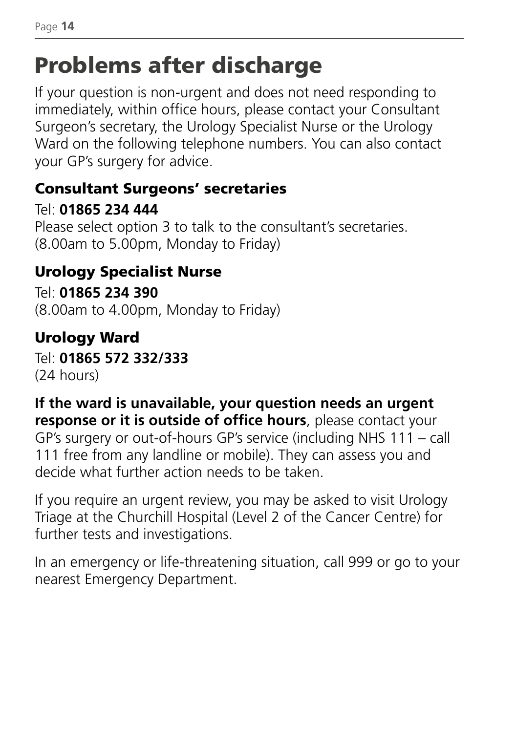# Problems after discharge

If your question is non-urgent and does not need responding to immediately, within office hours, please contact your Consultant Surgeon's secretary, the Urology Specialist Nurse or the Urology Ward on the following telephone numbers. You can also contact your GP's surgery for advice.

## Consultant Surgeons' secretaries

Tel: **01865 234 444**
Please select option 3 to talk to the consultant's secretaries.
(8.00am to 5.00pm, Monday to Friday)

## Urology Specialist Nurse

Tel: **01865 234 390**
(8.00am to 4.00pm, Monday to Friday)

## Urology Ward

Tel: **01865 572 332/333**
(24 hours)

**If the ward is unavailable, your question needs an urgent response or it is outside of office hours**, please contact your GP's surgery or out-of-hours GP's service (including NHS 111 – call 111 free from any landline or mobile). They can assess you and decide what further action needs to be taken.

If you require an urgent review, you may be asked to visit Urology Triage at the Churchill Hospital (Level 2 of the Cancer Centre) for further tests and investigations.

In an emergency or life-threatening situation, call 999 or go to your nearest Emergency Department.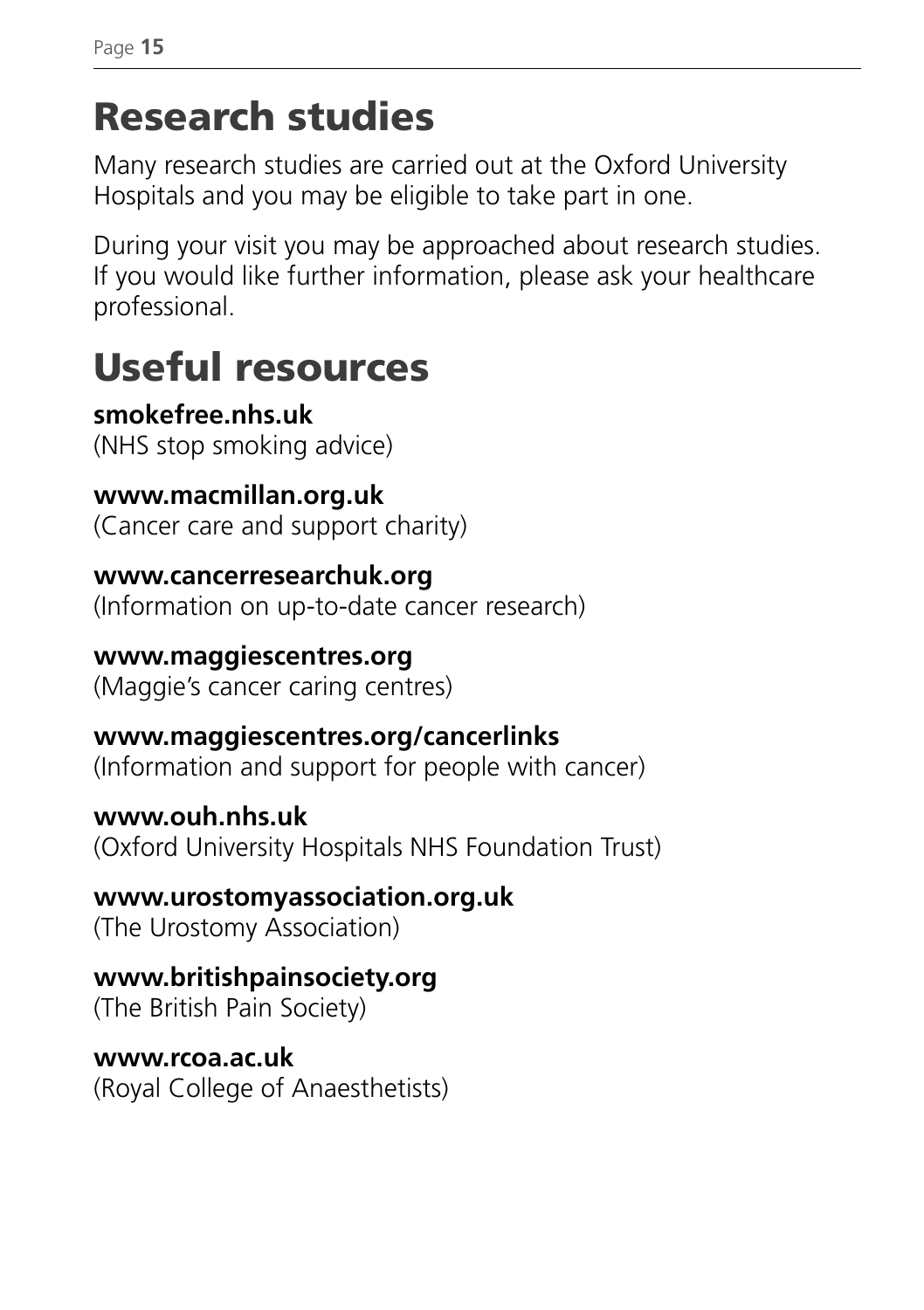# Research studies

Many research studies are carried out at the Oxford University Hospitals and you may be eligible to take part in one.

During your visit you may be approached about research studies. If you would like further information, please ask your healthcare professional.

# Useful resources

**smokefree.nhs.uk**
(NHS stop smoking advice)

**www.macmillan.org.uk**
(Cancer care and support charity)

**www.cancerresearchuk.org**
(Information on up-to-date cancer research)

**www.maggiescentres.org**
(Maggie's cancer caring centres)

**www.maggiescentres.org/cancerlinks**
(Information and support for people with cancer)

**www.ouh.nhs.uk**
(Oxford University Hospitals NHS Foundation Trust)

**www.urostomyassociation.org.uk**
(The Urostomy Association)

**www.britishpainsociety.org**
(The British Pain Society)

**www.rcoa.ac.uk**
(Royal College of Anaesthetists)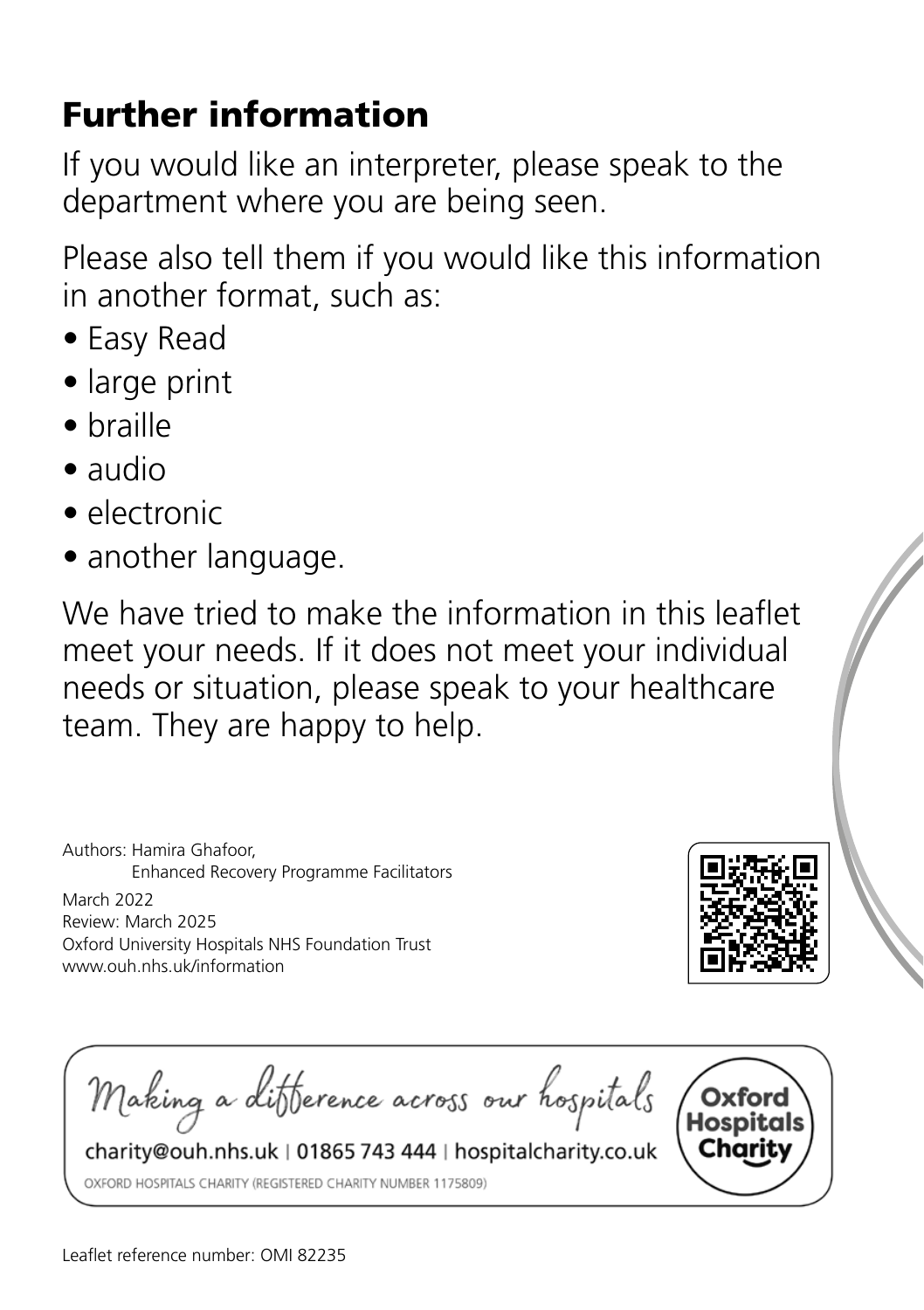## Further information

If you would like an interpreter, please speak to the department where you are being seen.

Please also tell them if you would like this information in another format, such as:

- Easy Read
- large print
- braille
- audio
- electronic
- another language.

We have tried to make the information in this leaflet meet your needs. If it does not meet your individual needs or situation, please speak to your healthcare team. They are happy to help.

Authors: Hamira Ghafoor,
Enhanced Recovery Programme Facilitators
March 2022
Review: March 2025
Oxford University Hospitals NHS Foundation Trust
www.ouh.nhs.uk/information

Making a difference across our hospitals

charity@ouh.nhs.uk | 01865 743 444 | hospitalcharity.co.uk

OXFORD HOSPITALS CHARITY (REGISTERED CHARITY NUMBER 1175809)

Oxford Hospitals Charity

Leaflet reference number: OMI 82235